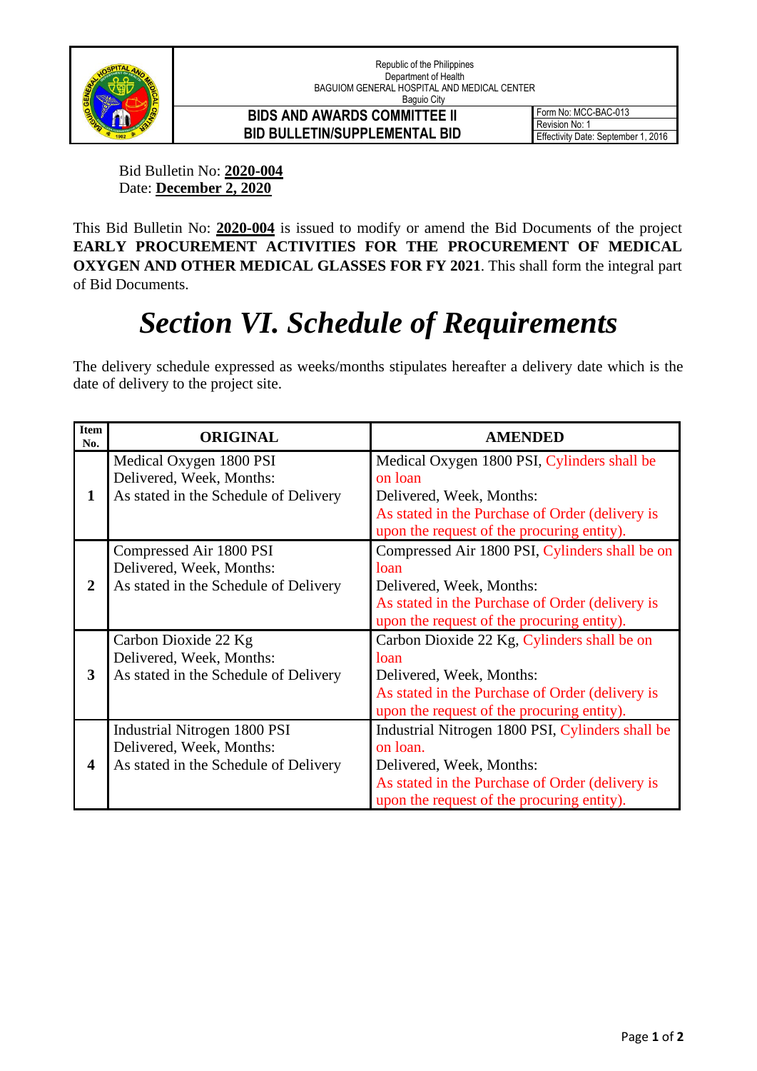| | Republic of the Philippines<br>Department of Health<br>BAGUIOM GENERAL HOSPITAL AND MEDICAL CENTER<br>Baguio City | |
|---|---|---|
| | **BIDS AND AWARDS COMMITTEE II**<br>**BID BULLETIN/SUPPLEMENTAL BID** | Form No: MCC-BAC-013<br>Revision No: 1<br>Effectivity Date: September 1, 2016 |

Bid Bulletin No: **2020-004**
Date: **December 2, 2020**

This Bid Bulletin No: **2020-004** is issued to modify or amend the Bid Documents of the project **EARLY PROCUREMENT ACTIVITIES FOR THE PROCUREMENT OF MEDICAL OXYGEN AND OTHER MEDICAL GLASSES FOR FY 2021**. This shall form the integral part of Bid Documents.

# *Section VI. Schedule of Requirements*

The delivery schedule expressed as weeks/months stipulates hereafter a delivery date which is the date of delivery to the project site.

| Item No. | ORIGINAL | AMENDED |
|---|---|---|
| **1** | Medical Oxygen 1800 PSI<br>Delivered, Week, Months:<br>As stated in the Schedule of Delivery | Medical Oxygen 1800 PSI, Cylinders shall be on loan<br>Delivered, Week, Months:<br>As stated in the Purchase of Order (delivery is upon the request of the procuring entity). |
| **2** | Compressed Air 1800 PSI<br>Delivered, Week, Months:<br>As stated in the Schedule of Delivery | Compressed Air 1800 PSI, Cylinders shall be on loan<br>Delivered, Week, Months:<br>As stated in the Purchase of Order (delivery is upon the request of the procuring entity). |
| **3** | Carbon Dioxide 22 Kg<br>Delivered, Week, Months:<br>As stated in the Schedule of Delivery | Carbon Dioxide 22 Kg, Cylinders shall be on loan<br>Delivered, Week, Months:<br>As stated in the Purchase of Order (delivery is upon the request of the procuring entity). |
| **4** | Industrial Nitrogen 1800 PSI<br>Delivered, Week, Months:<br>As stated in the Schedule of Delivery | Industrial Nitrogen 1800 PSI, Cylinders shall be on loan.<br>Delivered, Week, Months:<br>As stated in the Purchase of Order (delivery is upon the request of the procuring entity). |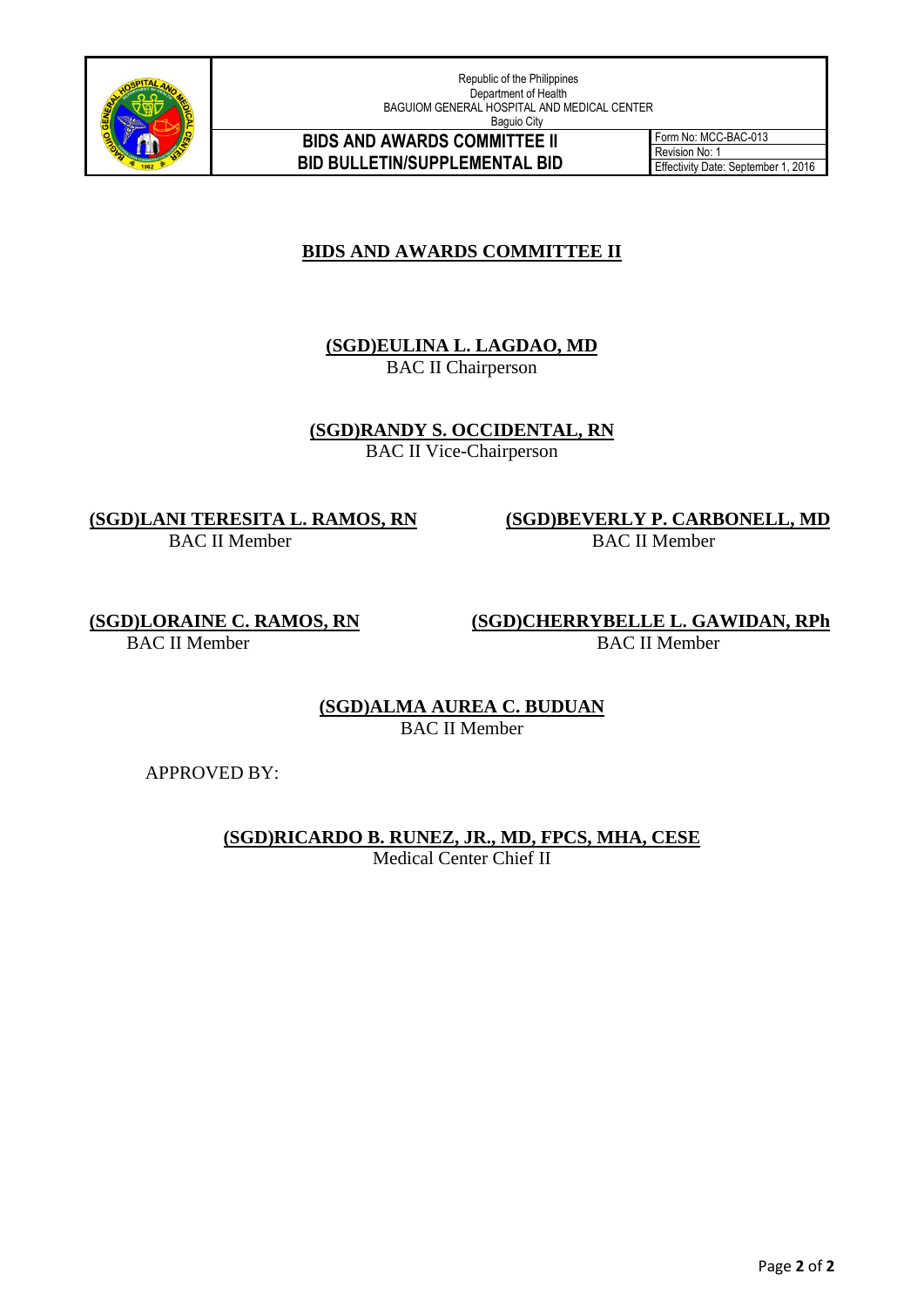**BIDS AND AWARDS COMMITTEE II**

**(SGD)EULINA L. LAGDAO, MD**
BAC II Chairperson

**(SGD)RANDY S. OCCIDENTAL, RN**
BAC II Vice-Chairperson

**(SGD)LANI TERESITA L. RAMOS, RN**
BAC II Member

**(SGD)BEVERLY P. CARBONELL, MD**
BAC II Member

**(SGD)LORAINE C. RAMOS, RN**
BAC II Member

**(SGD)CHERRYBELLE L. GAWIDAN, RPh**
BAC II Member

**(SGD)ALMA AUREA C. BUDUAN**
BAC II Member

APPROVED BY:

**(SGD)RICARDO B. RUNEZ, JR., MD, FPCS, MHA, CESE**
Medical Center Chief II